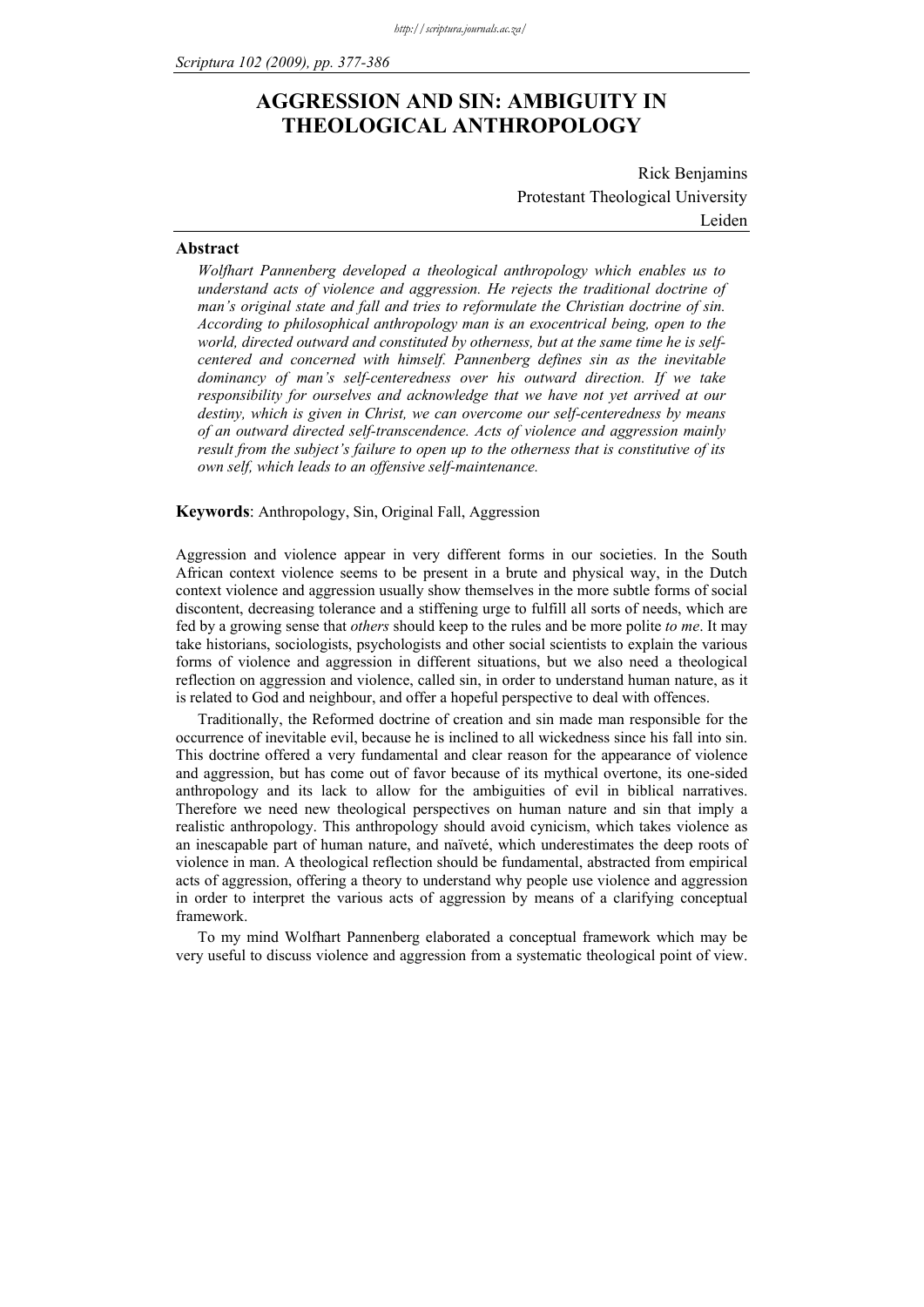# AGGRESSION AND SIN: AMBIGUITY IN THEOLOGICAL ANTHROPOLOGY

Rick Benjamins
Protestant Theological University
Leiden

## Abstract

*Wolfhart Pannenberg developed a theological anthropology which enables us to understand acts of violence and aggression. He rejects the traditional doctrine of man's original state and fall and tries to reformulate the Christian doctrine of sin. According to philosophical anthropology man is an exocentrical being, open to the world, directed outward and constituted by otherness, but at the same time he is self-centered and concerned with himself. Pannenberg defines sin as the inevitable dominancy of man's self-centeredness over his outward direction. If we take responsibility for ourselves and acknowledge that we have not yet arrived at our destiny, which is given in Christ, we can overcome our self-centeredness by means of an outward directed self-transcendence. Acts of violence and aggression mainly result from the subject's failure to open up to the otherness that is constitutive of its own self, which leads to an offensive self-maintenance.*

**Keywords**: Anthropology, Sin, Original Fall, Aggression

Aggression and violence appear in very different forms in our societies. In the South African context violence seems to be present in a brute and physical way, in the Dutch context violence and aggression usually show themselves in the more subtle forms of social discontent, decreasing tolerance and a stiffening urge to fulfill all sorts of needs, which are fed by a growing sense that *others* should keep to the rules and be more polite *to me*. It may take historians, sociologists, psychologists and other social scientists to explain the various forms of violence and aggression in different situations, but we also need a theological reflection on aggression and violence, called sin, in order to understand human nature, as it is related to God and neighbour, and offer a hopeful perspective to deal with offences.

Traditionally, the Reformed doctrine of creation and sin made man responsible for the occurrence of inevitable evil, because he is inclined to all wickedness since his fall into sin. This doctrine offered a very fundamental and clear reason for the appearance of violence and aggression, but has come out of favor because of its mythical overtone, its one-sided anthropology and its lack to allow for the ambiguities of evil in biblical narratives. Therefore we need new theological perspectives on human nature and sin that imply a realistic anthropology. This anthropology should avoid cynicism, which takes violence as an inescapable part of human nature, and naïveté, which underestimates the deep roots of violence in man. A theological reflection should be fundamental, abstracted from empirical acts of aggression, offering a theory to understand why people use violence and aggression in order to interpret the various acts of aggression by means of a clarifying conceptual framework.

To my mind Wolfhart Pannenberg elaborated a conceptual framework which may be very useful to discuss violence and aggression from a systematic theological point of view.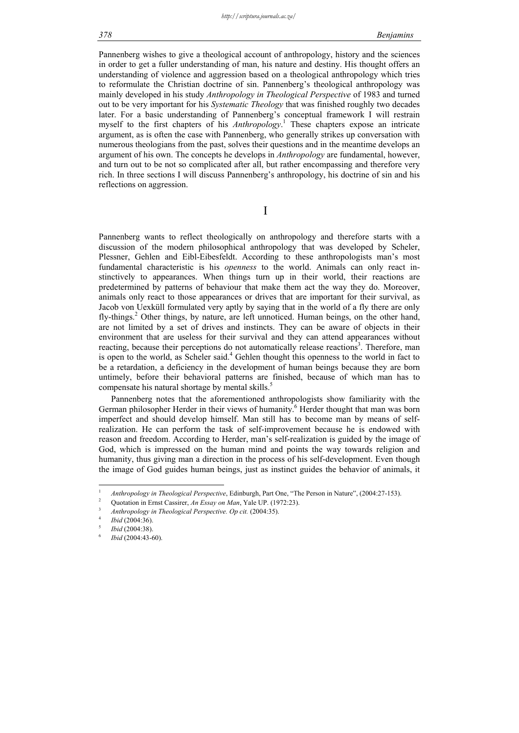Pannenberg wishes to give a theological account of anthropology, history and the sciences in order to get a fuller understanding of man, his nature and destiny. His thought offers an understanding of violence and aggression based on a theological anthropology which tries to reformulate the Christian doctrine of sin. Pannenberg's theological anthropology was mainly developed in his study *Anthropology in Theological Perspective* of 1983 and turned out to be very important for his *Systematic Theology* that was finished roughly two decades later. For a basic understanding of Pannenberg's conceptual framework I will restrain myself to the first chapters of his *Anthropology*.[1] These chapters expose an intricate argument, as is often the case with Pannenberg, who generally strikes up conversation with numerous theologians from the past, solves their questions and in the meantime develops an argument of his own. The concepts he develops in *Anthropology* are fundamental, however, and turn out to be not so complicated after all, but rather encompassing and therefore very rich. In three sections I will discuss Pannenberg's anthropology, his doctrine of sin and his reflections on aggression.

# I

Pannenberg wants to reflect theologically on anthropology and therefore starts with a discussion of the modern philosophical anthropology that was developed by Scheler, Plessner, Gehlen and Eibl-Eibesfeldt. According to these anthropologists man's most fundamental characteristic is his *openness* to the world. Animals can only react instinctively to appearances. When things turn up in their world, their reactions are predetermined by patterns of behaviour that make them act the way they do. Moreover, animals only react to those appearances or drives that are important for their survival, as Jacob von Uexküll formulated very aptly by saying that in the world of a fly there are only fly-things.[2] Other things, by nature, are left unnoticed. Human beings, on the other hand, are not limited by a set of drives and instincts. They can be aware of objects in their environment that are useless for their survival and they can attend appearances without reacting, because their perceptions do not automatically release reactions[3]. Therefore, man is open to the world, as Scheler said.[4] Gehlen thought this openness to the world in fact to be a retardation, a deficiency in the development of human beings because they are born untimely, before their behavioral patterns are finished, because of which man has to compensate his natural shortage by mental skills.[5]

Pannenberg notes that the aforementioned anthropologists show familiarity with the German philosopher Herder in their views of humanity.[6] Herder thought that man was born imperfect and should develop himself. Man still has to become man by means of self-realization. He can perform the task of self-improvement because he is endowed with reason and freedom. According to Herder, man's self-realization is guided by the image of God, which is impressed on the human mind and points the way towards religion and humanity, thus giving man a direction in the process of his self-development. Even though the image of God guides human beings, just as instinct guides the behavior of animals, it

---

1. *Anthropology in Theological Perspective*, Edinburgh, Part One, "The Person in Nature", (2004:27-153).
2. Quotation in Ernst Cassirer, *An Essay on Man*, Yale UP. (1972:23).
3. *Anthropology in Theological Perspective. Op cit.* (2004:35).
4. *Ibid* (2004:36).
5. *Ibid* (2004:38).
6. *Ibid* (2004:43-60).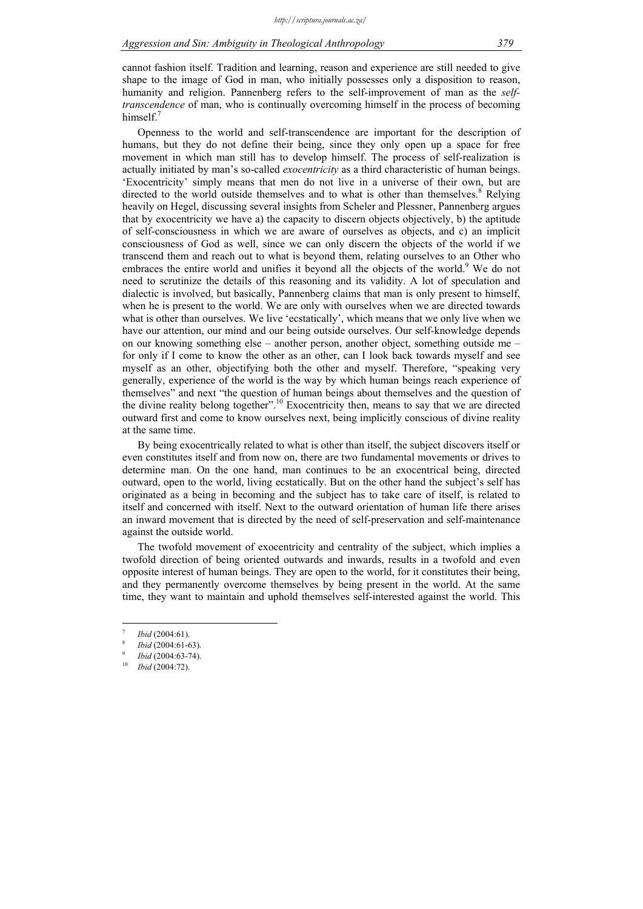cannot fashion itself. Tradition and learning, reason and experience are still needed to give shape to the image of God in man, who initially possesses only a disposition to reason, humanity and religion. Pannenberg refers to the self-improvement of man as the *self-transcendence* of man, who is continually overcoming himself in the process of becoming himself.[7]

Openness to the world and self-transcendence are important for the description of humans, but they do not define their being, since they only open up a space for free movement in which man still has to develop himself. The process of self-realization is actually initiated by man's so-called *exocentricity* as a third characteristic of human beings. 'Exocentricity' simply means that men do not live in a universe of their own, but are directed to the world outside themselves and to what is other than themselves.[8] Relying heavily on Hegel, discussing several insights from Scheler and Plessner, Pannenberg argues that by exocentricity we have a) the capacity to discern objects objectively, b) the aptitude of self-consciousness in which we are aware of ourselves as objects, and c) an implicit consciousness of God as well, since we can only discern the objects of the world if we transcend them and reach out to what is beyond them, relating ourselves to an Other who embraces the entire world and unifies it beyond all the objects of the world.[9] We do not need to scrutinize the details of this reasoning and its validity. A lot of speculation and dialectic is involved, but basically, Pannenberg claims that man is only present to himself, when he is present to the world. We are only with ourselves when we are directed towards what is other than ourselves. We live 'ecstatically', which means that we only live when we have our attention, our mind and our being outside ourselves. Our self-knowledge depends on our knowing something else – another person, another object, something outside me – for only if I come to know the other as an other, can I look back towards myself and see myself as an other, objectifying both the other and myself. Therefore, "speaking very generally, experience of the world is the way by which human beings reach experience of themselves" and next "the question of human beings about themselves and the question of the divine reality belong together".[10] Exocentricity then, means to say that we are directed outward first and come to know ourselves next, being implicitly conscious of divine reality at the same time.

By being exocentrically related to what is other than itself, the subject discovers itself or even constitutes itself and from now on, there are two fundamental movements or drives to determine man. On the one hand, man continues to be an exocentrical being, directed outward, open to the world, living ecstatically. But on the other hand the subject's self has originated as a being in becoming and the subject has to take care of itself, is related to itself and concerned with itself. Next to the outward orientation of human life there arises an inward movement that is directed by the need of self-preservation and self-maintenance against the outside world.

The twofold movement of exocentricity and centrality of the subject, which implies a twofold direction of being oriented outwards and inwards, results in a twofold and even opposite interest of human beings. They are open to the world, for it constitutes their being, and they permanently overcome themselves by being present in the world. At the same time, they want to maintain and uphold themselves self-interested against the world. This

---

[7] *Ibid* (2004:61).

[8] *Ibid* (2004:61-63).

[9] *Ibid* (2004:63-74).

[10] *Ibid* (2004:72).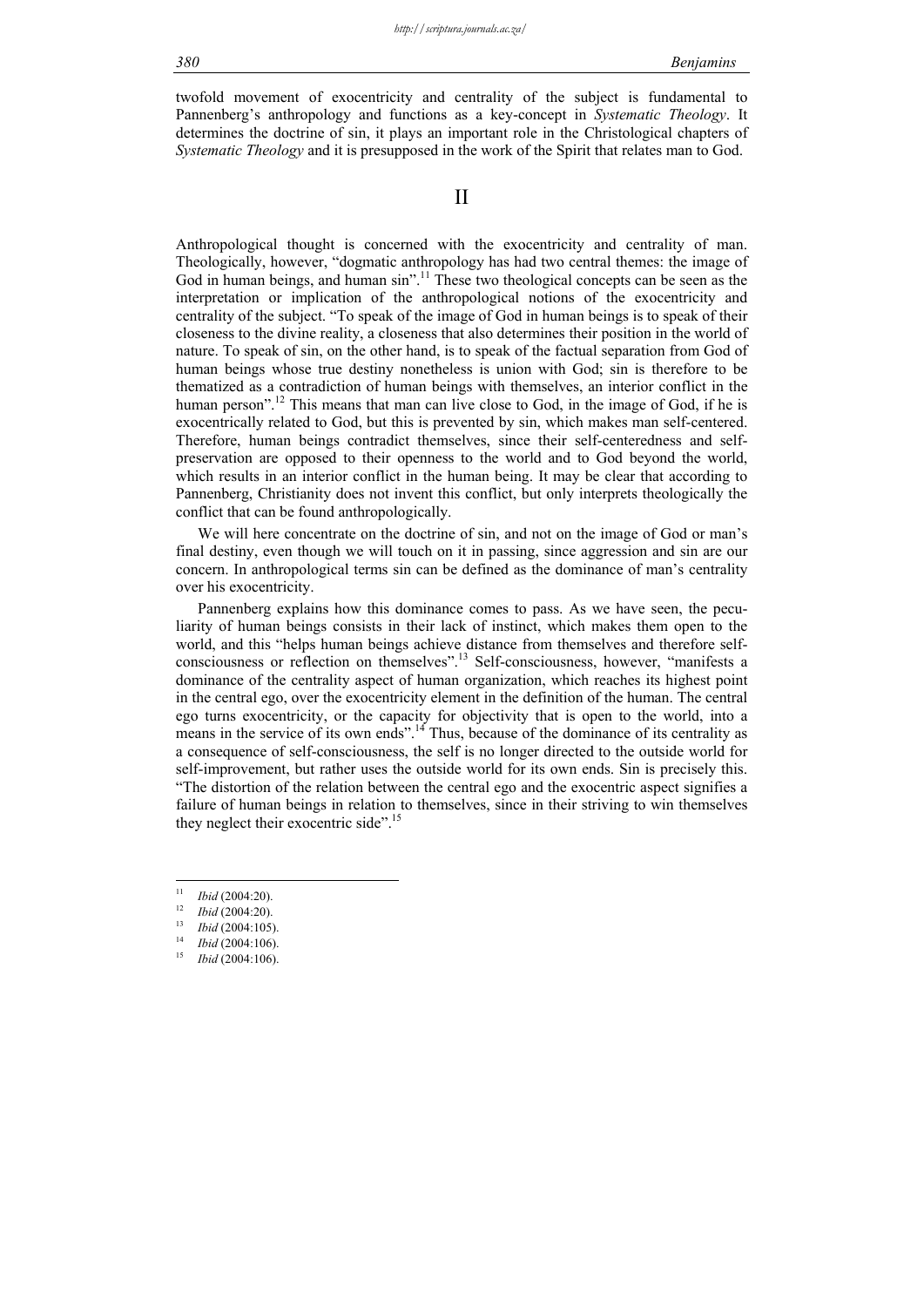twofold movement of exocentricity and centrality of the subject is fundamental to Pannenberg's anthropology and functions as a key-concept in *Systematic Theology*. It determines the doctrine of sin, it plays an important role in the Christological chapters of *Systematic Theology* and it is presupposed in the work of the Spirit that relates man to God.

## II

Anthropological thought is concerned with the exocentricity and centrality of man. Theologically, however, "dogmatic anthropology has had two central themes: the image of God in human beings, and human sin".[11] These two theological concepts can be seen as the interpretation or implication of the anthropological notions of the exocentricity and centrality of the subject. "To speak of the image of God in human beings is to speak of their closeness to the divine reality, a closeness that also determines their position in the world of nature. To speak of sin, on the other hand, is to speak of the factual separation from God of human beings whose true destiny nonetheless is union with God; sin is therefore to be thematized as a contradiction of human beings with themselves, an interior conflict in the human person".[12] This means that man can live close to God, in the image of God, if he is exocentrically related to God, but this is prevented by sin, which makes man self-centered. Therefore, human beings contradict themselves, since their self-centeredness and self-preservation are opposed to their openness to the world and to God beyond the world, which results in an interior conflict in the human being. It may be clear that according to Pannenberg, Christianity does not invent this conflict, but only interprets theologically the conflict that can be found anthropologically.

We will here concentrate on the doctrine of sin, and not on the image of God or man's final destiny, even though we will touch on it in passing, since aggression and sin are our concern. In anthropological terms sin can be defined as the dominance of man's centrality over his exocentricity.

Pannenberg explains how this dominance comes to pass. As we have seen, the peculiarity of human beings consists in their lack of instinct, which makes them open to the world, and this "helps human beings achieve distance from themselves and therefore self-consciousness or reflection on themselves".[13] Self-consciousness, however, "manifests a dominance of the centrality aspect of human organization, which reaches its highest point in the central ego, over the exocentricity element in the definition of the human. The central ego turns exocentricity, or the capacity for objectivity that is open to the world, into a means in the service of its own ends".[14] Thus, because of the dominance of its centrality as a consequence of self-consciousness, the self is no longer directed to the outside world for self-improvement, but rather uses the outside world for its own ends. Sin is precisely this. "The distortion of the relation between the central ego and the exocentric aspect signifies a failure of human beings in relation to themselves, since in their striving to win themselves they neglect their exocentric side".[15]

---

[11] *Ibid* (2004:20).

[12] *Ibid* (2004:20).

[13] *Ibid* (2004:105).

[14] *Ibid* (2004:106).

[15] *Ibid* (2004:106).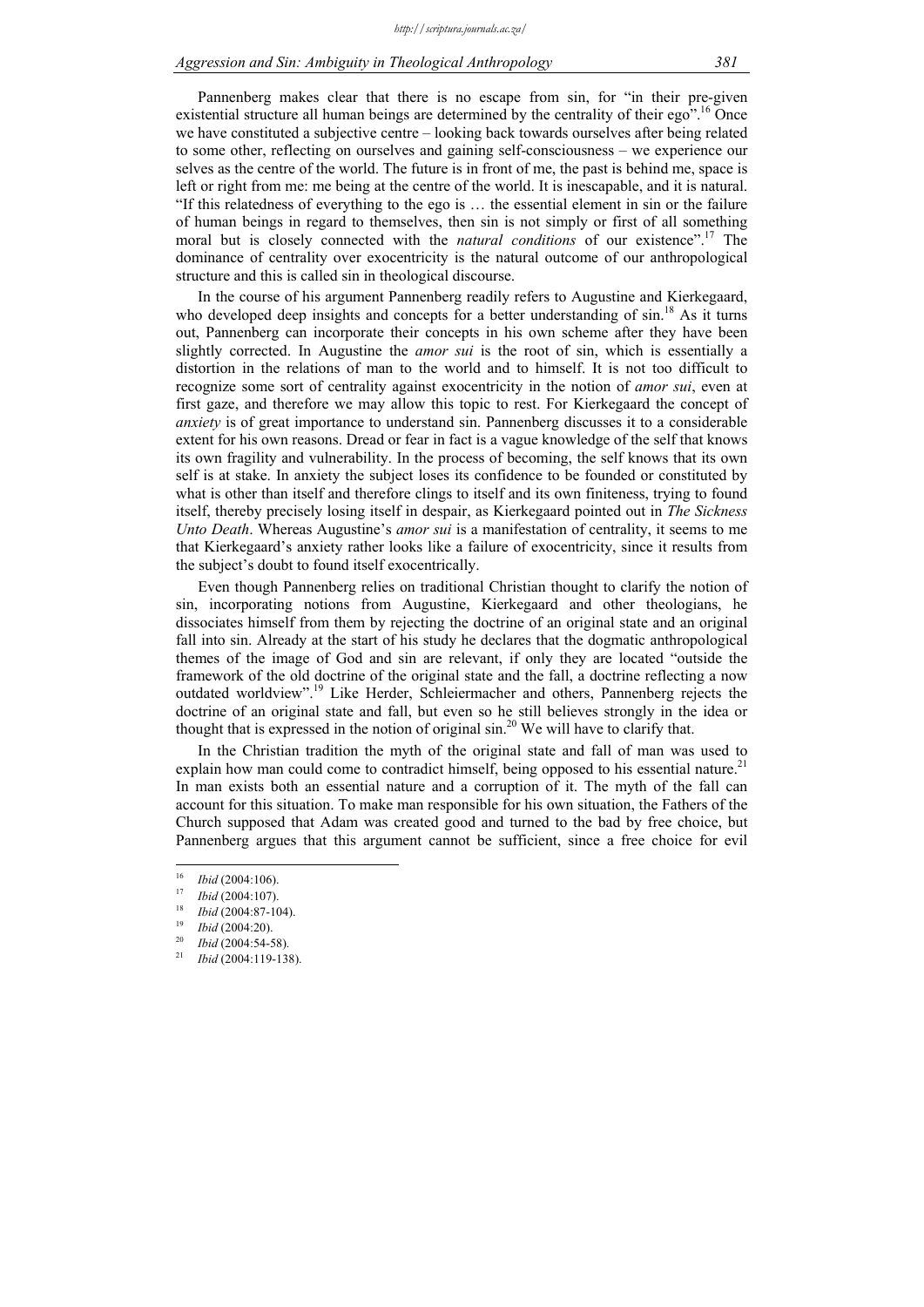Pannenberg makes clear that there is no escape from sin, for "in their pre-given existential structure all human beings are determined by the centrality of their ego".[16] Once we have constituted a subjective centre – looking back towards ourselves after being related to some other, reflecting on ourselves and gaining self-consciousness – we experience our selves as the centre of the world. The future is in front of me, the past is behind me, space is left or right from me: me being at the centre of the world. It is inescapable, and it is natural. "If this relatedness of everything to the ego is … the essential element in sin or the failure of human beings in regard to themselves, then sin is not simply or first of all something moral but is closely connected with the *natural conditions* of our existence".[17] The dominance of centrality over exocentricity is the natural outcome of our anthropological structure and this is called sin in theological discourse.

In the course of his argument Pannenberg readily refers to Augustine and Kierkegaard, who developed deep insights and concepts for a better understanding of sin.[18] As it turns out, Pannenberg can incorporate their concepts in his own scheme after they have been slightly corrected. In Augustine the *amor sui* is the root of sin, which is essentially a distortion in the relations of man to the world and to himself. It is not too difficult to recognize some sort of centrality against exocentricity in the notion of *amor sui*, even at first gaze, and therefore we may allow this topic to rest. For Kierkegaard the concept of *anxiety* is of great importance to understand sin. Pannenberg discusses it to a considerable extent for his own reasons. Dread or fear in fact is a vague knowledge of the self that knows its own fragility and vulnerability. In the process of becoming, the self knows that its own self is at stake. In anxiety the subject loses its confidence to be founded or constituted by what is other than itself and therefore clings to itself and its own finiteness, trying to found itself, thereby precisely losing itself in despair, as Kierkegaard pointed out in *The Sickness Unto Death*. Whereas Augustine's *amor sui* is a manifestation of centrality, it seems to me that Kierkegaard's anxiety rather looks like a failure of exocentricity, since it results from the subject's doubt to found itself exocentrically.

Even though Pannenberg relies on traditional Christian thought to clarify the notion of sin, incorporating notions from Augustine, Kierkegaard and other theologians, he dissociates himself from them by rejecting the doctrine of an original state and an original fall into sin. Already at the start of his study he declares that the dogmatic anthropological themes of the image of God and sin are relevant, if only they are located "outside the framework of the old doctrine of the original state and the fall, a doctrine reflecting a now outdated worldview".[19] Like Herder, Schleiermacher and others, Pannenberg rejects the doctrine of an original state and fall, but even so he still believes strongly in the idea or thought that is expressed in the notion of original sin.[20] We will have to clarify that.

In the Christian tradition the myth of the original state and fall of man was used to explain how man could come to contradict himself, being opposed to his essential nature.[21] In man exists both an essential nature and a corruption of it. The myth of the fall can account for this situation. To make man responsible for his own situation, the Fathers of the Church supposed that Adam was created good and turned to the bad by free choice, but Pannenberg argues that this argument cannot be sufficient, since a free choice for evil

---

16 *Ibid* (2004:106).

17 *Ibid* (2004:107).

18 *Ibid* (2004:87-104).

19 *Ibid* (2004:20).

20 *Ibid* (2004:54-58).

21 *Ibid* (2004:119-138).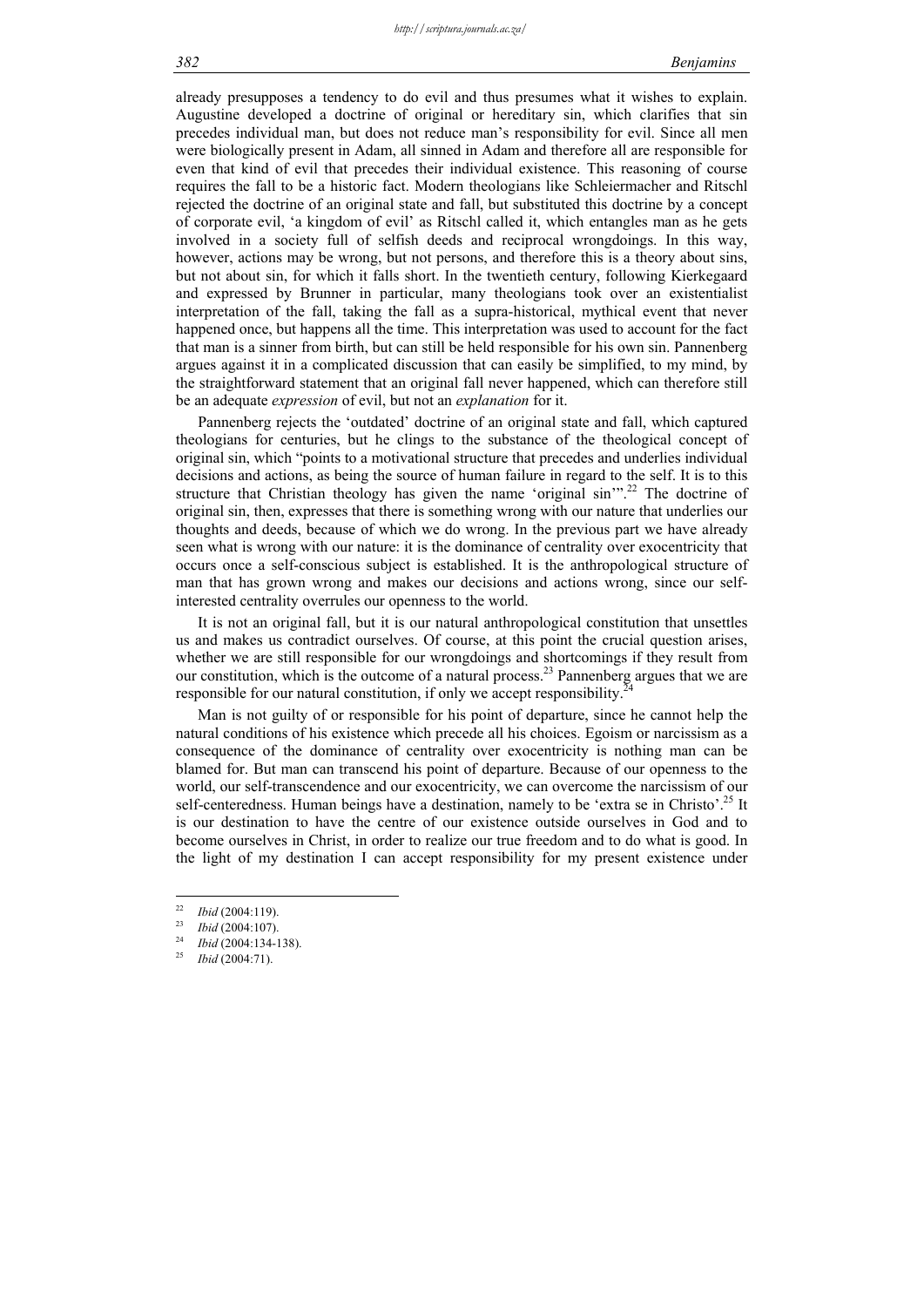already presupposes a tendency to do evil and thus presumes what it wishes to explain. Augustine developed a doctrine of original or hereditary sin, which clarifies that sin precedes individual man, but does not reduce man's responsibility for evil. Since all men were biologically present in Adam, all sinned in Adam and therefore all are responsible for even that kind of evil that precedes their individual existence. This reasoning of course requires the fall to be a historic fact. Modern theologians like Schleiermacher and Ritschl rejected the doctrine of an original state and fall, but substituted this doctrine by a concept of corporate evil, 'a kingdom of evil' as Ritschl called it, which entangles man as he gets involved in a society full of selfish deeds and reciprocal wrongdoings. In this way, however, actions may be wrong, but not persons, and therefore this is a theory about sins, but not about sin, for which it falls short. In the twentieth century, following Kierkegaard and expressed by Brunner in particular, many theologians took over an existentialist interpretation of the fall, taking the fall as a supra-historical, mythical event that never happened once, but happens all the time. This interpretation was used to account for the fact that man is a sinner from birth, but can still be held responsible for his own sin. Pannenberg argues against it in a complicated discussion that can easily be simplified, to my mind, by the straightforward statement that an original fall never happened, which can therefore still be an adequate *expression* of evil, but not an *explanation* for it.

Pannenberg rejects the 'outdated' doctrine of an original state and fall, which captured theologians for centuries, but he clings to the substance of the theological concept of original sin, which "points to a motivational structure that precedes and underlies individual decisions and actions, as being the source of human failure in regard to the self. It is to this structure that Christian theology has given the name 'original sin'".[22] The doctrine of original sin, then, expresses that there is something wrong with our nature that underlies our thoughts and deeds, because of which we do wrong. In the previous part we have already seen what is wrong with our nature: it is the dominance of centrality over exocentricity that occurs once a self-conscious subject is established. It is the anthropological structure of man that has grown wrong and makes our decisions and actions wrong, since our self-interested centrality overrules our openness to the world.

It is not an original fall, but it is our natural anthropological constitution that unsettles us and makes us contradict ourselves. Of course, at this point the crucial question arises, whether we are still responsible for our wrongdoings and shortcomings if they result from our constitution, which is the outcome of a natural process.[23] Pannenberg argues that we are responsible for our natural constitution, if only we accept responsibility.[24]

Man is not guilty of or responsible for his point of departure, since he cannot help the natural conditions of his existence which precede all his choices. Egoism or narcissism as a consequence of the dominance of centrality over exocentricity is nothing man can be blamed for. But man can transcend his point of departure. Because of our openness to the world, our self-transcendence and our exocentricity, we can overcome the narcissism of our self-centeredness. Human beings have a destination, namely to be 'extra se in Christo'.[25] It is our destination to have the centre of our existence outside ourselves in God and to become ourselves in Christ, in order to realize our true freedom and to do what is good. In the light of my destination I can accept responsibility for my present existence under

---

[22] *Ibid* (2004:119).

[23] *Ibid* (2004:107).

[24] *Ibid* (2004:134-138).

[25] *Ibid* (2004:71).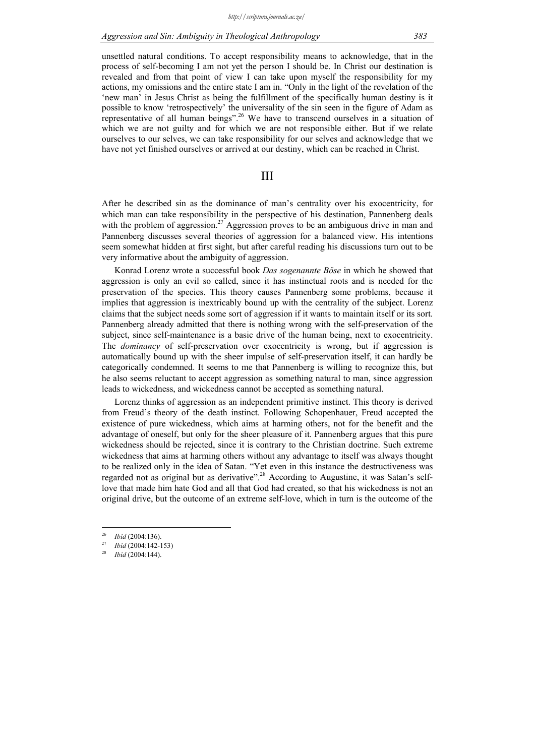unsettled natural conditions. To accept responsibility means to acknowledge, that in the process of self-becoming I am not yet the person I should be. In Christ our destination is revealed and from that point of view I can take upon myself the responsibility for my actions, my omissions and the entire state I am in. "Only in the light of the revelation of the 'new man' in Jesus Christ as being the fulfillment of the specifically human destiny is it possible to know 'retrospectively' the universality of the sin seen in the figure of Adam as representative of all human beings".[26] We have to transcend ourselves in a situation of which we are not guilty and for which we are not responsible either. But if we relate ourselves to our selves, we can take responsibility for our selves and acknowledge that we have not yet finished ourselves or arrived at our destiny, which can be reached in Christ.

## III

After he described sin as the dominance of man's centrality over his exocentricity, for which man can take responsibility in the perspective of his destination, Pannenberg deals with the problem of aggression.[27] Aggression proves to be an ambiguous drive in man and Pannenberg discusses several theories of aggression for a balanced view. His intentions seem somewhat hidden at first sight, but after careful reading his discussions turn out to be very informative about the ambiguity of aggression.

Konrad Lorenz wrote a successful book *Das sogenannte Böse* in which he showed that aggression is only an evil so called, since it has instinctual roots and is needed for the preservation of the species. This theory causes Pannenberg some problems, because it implies that aggression is inextricably bound up with the centrality of the subject. Lorenz claims that the subject needs some sort of aggression if it wants to maintain itself or its sort. Pannenberg already admitted that there is nothing wrong with the self-preservation of the subject, since self-maintenance is a basic drive of the human being, next to exocentricity. The *dominancy* of self-preservation over exocentricity is wrong, but if aggression is automatically bound up with the sheer impulse of self-preservation itself, it can hardly be categorically condemned. It seems to me that Pannenberg is willing to recognize this, but he also seems reluctant to accept aggression as something natural to man, since aggression leads to wickedness, and wickedness cannot be accepted as something natural.

Lorenz thinks of aggression as an independent primitive instinct. This theory is derived from Freud's theory of the death instinct. Following Schopenhauer, Freud accepted the existence of pure wickedness, which aims at harming others, not for the benefit and the advantage of oneself, but only for the sheer pleasure of it. Pannenberg argues that this pure wickedness should be rejected, since it is contrary to the Christian doctrine. Such extreme wickedness that aims at harming others without any advantage to itself was always thought to be realized only in the idea of Satan. "Yet even in this instance the destructiveness was regarded not as original but as derivative".[28] According to Augustine, it was Satan's self-love that made him hate God and all that God had created, so that his wickedness is not an original drive, but the outcome of an extreme self-love, which in turn is the outcome of the

---

[26] *Ibid* (2004:136).

[27] *Ibid* (2004:142-153)

[28] *Ibid* (2004:144).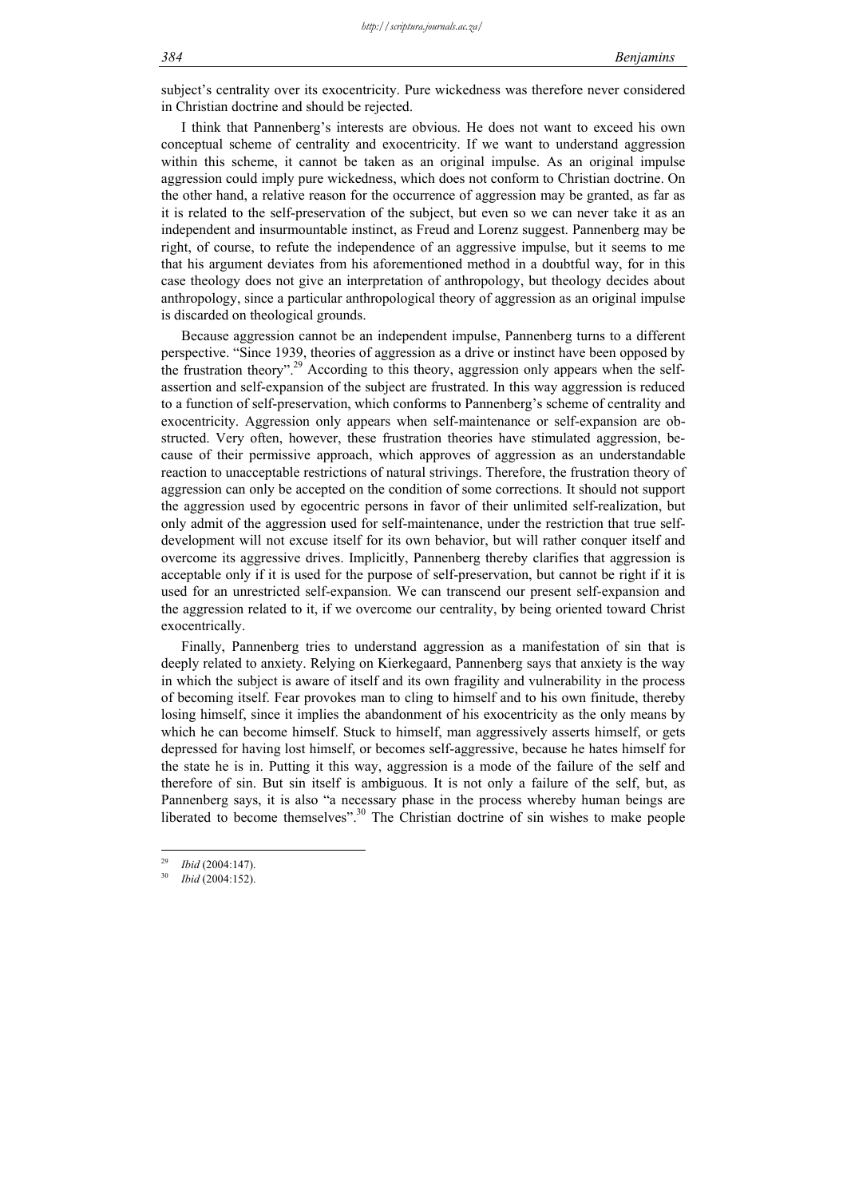subject's centrality over its exocentricity. Pure wickedness was therefore never considered in Christian doctrine and should be rejected.

I think that Pannenberg's interests are obvious. He does not want to exceed his own conceptual scheme of centrality and exocentricity. If we want to understand aggression within this scheme, it cannot be taken as an original impulse. As an original impulse aggression could imply pure wickedness, which does not conform to Christian doctrine. On the other hand, a relative reason for the occurrence of aggression may be granted, as far as it is related to the self-preservation of the subject, but even so we can never take it as an independent and insurmountable instinct, as Freud and Lorenz suggest. Pannenberg may be right, of course, to refute the independence of an aggressive impulse, but it seems to me that his argument deviates from his aforementioned method in a doubtful way, for in this case theology does not give an interpretation of anthropology, but theology decides about anthropology, since a particular anthropological theory of aggression as an original impulse is discarded on theological grounds.

Because aggression cannot be an independent impulse, Pannenberg turns to a different perspective. "Since 1939, theories of aggression as a drive or instinct have been opposed by the frustration theory".[29] According to this theory, aggression only appears when the self-assertion and self-expansion of the subject are frustrated. In this way aggression is reduced to a function of self-preservation, which conforms to Pannenberg's scheme of centrality and exocentricity. Aggression only appears when self-maintenance or self-expansion are obstructed. Very often, however, these frustration theories have stimulated aggression, because of their permissive approach, which approves of aggression as an understandable reaction to unacceptable restrictions of natural strivings. Therefore, the frustration theory of aggression can only be accepted on the condition of some corrections. It should not support the aggression used by egocentric persons in favor of their unlimited self-realization, but only admit of the aggression used for self-maintenance, under the restriction that true self-development will not excuse itself for its own behavior, but will rather conquer itself and overcome its aggressive drives. Implicitly, Pannenberg thereby clarifies that aggression is acceptable only if it is used for the purpose of self-preservation, but cannot be right if it is used for an unrestricted self-expansion. We can transcend our present self-expansion and the aggression related to it, if we overcome our centrality, by being oriented toward Christ exocentrically.

Finally, Pannenberg tries to understand aggression as a manifestation of sin that is deeply related to anxiety. Relying on Kierkegaard, Pannenberg says that anxiety is the way in which the subject is aware of itself and its own fragility and vulnerability in the process of becoming itself. Fear provokes man to cling to himself and to his own finitude, thereby losing himself, since it implies the abandonment of his exocentricity as the only means by which he can become himself. Stuck to himself, man aggressively asserts himself, or gets depressed for having lost himself, or becomes self-aggressive, because he hates himself for the state he is in. Putting it this way, aggression is a mode of the failure of the self and therefore of sin. But sin itself is ambiguous. It is not only a failure of the self, but, as Pannenberg says, it is also "a necessary phase in the process whereby human beings are liberated to become themselves".[30] The Christian doctrine of sin wishes to make people

---

[29] *Ibid* (2004:147).

[30] *Ibid* (2004:152).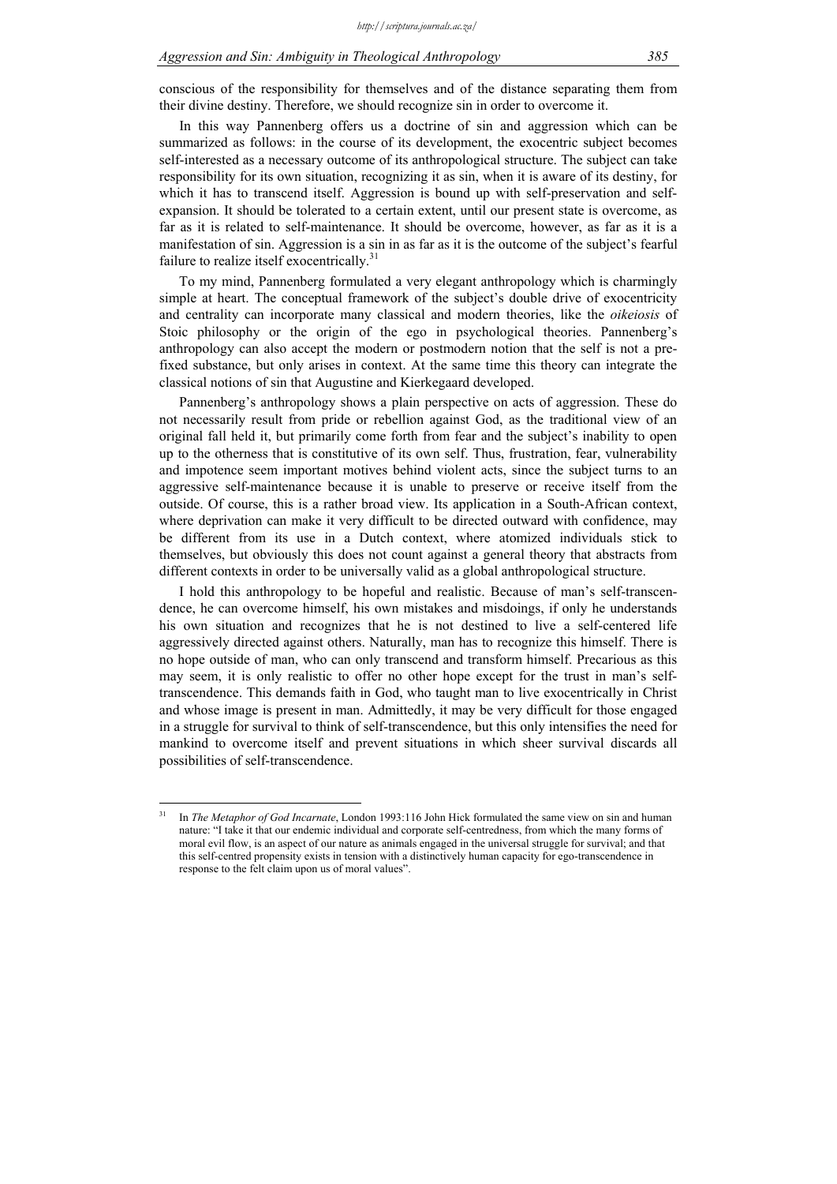conscious of the responsibility for themselves and of the distance separating them from their divine destiny. Therefore, we should recognize sin in order to overcome it.

In this way Pannenberg offers us a doctrine of sin and aggression which can be summarized as follows: in the course of its development, the exocentric subject becomes self-interested as a necessary outcome of its anthropological structure. The subject can take responsibility for its own situation, recognizing it as sin, when it is aware of its destiny, for which it has to transcend itself. Aggression is bound up with self-preservation and self-expansion. It should be tolerated to a certain extent, until our present state is overcome, as far as it is related to self-maintenance. It should be overcome, however, as far as it is a manifestation of sin. Aggression is a sin in as far as it is the outcome of the subject's fearful failure to realize itself exocentrically.[31]

To my mind, Pannenberg formulated a very elegant anthropology which is charmingly simple at heart. The conceptual framework of the subject's double drive of exocentricity and centrality can incorporate many classical and modern theories, like the *oikeiosis* of Stoic philosophy or the origin of the ego in psychological theories. Pannenberg's anthropology can also accept the modern or postmodern notion that the self is not a pre-fixed substance, but only arises in context. At the same time this theory can integrate the classical notions of sin that Augustine and Kierkegaard developed.

Pannenberg's anthropology shows a plain perspective on acts of aggression. These do not necessarily result from pride or rebellion against God, as the traditional view of an original fall held it, but primarily come forth from fear and the subject's inability to open up to the otherness that is constitutive of its own self. Thus, frustration, fear, vulnerability and impotence seem important motives behind violent acts, since the subject turns to an aggressive self-maintenance because it is unable to preserve or receive itself from the outside. Of course, this is a rather broad view. Its application in a South-African context, where deprivation can make it very difficult to be directed outward with confidence, may be different from its use in a Dutch context, where atomized individuals stick to themselves, but obviously this does not count against a general theory that abstracts from different contexts in order to be universally valid as a global anthropological structure.

I hold this anthropology to be hopeful and realistic. Because of man's self-transcendence, he can overcome himself, his own mistakes and misdoings, if only he understands his own situation and recognizes that he is not destined to live a self-centered life aggressively directed against others. Naturally, man has to recognize this himself. There is no hope outside of man, who can only transcend and transform himself. Precarious as this may seem, it is only realistic to offer no other hope except for the trust in man's self-transcendence. This demands faith in God, who taught man to live exocentrically in Christ and whose image is present in man. Admittedly, it may be very difficult for those engaged in a struggle for survival to think of self-transcendence, but this only intensifies the need for mankind to overcome itself and prevent situations in which sheer survival discards all possibilities of self-transcendence.

---

[31] In *The Metaphor of God Incarnate*, London 1993:116 John Hick formulated the same view on sin and human nature: "I take it that our endemic individual and corporate self-centredness, from which the many forms of moral evil flow, is an aspect of our nature as animals engaged in the universal struggle for survival; and that this self-centred propensity exists in tension with a distinctively human capacity for ego-transcendence in response to the felt claim upon us of moral values".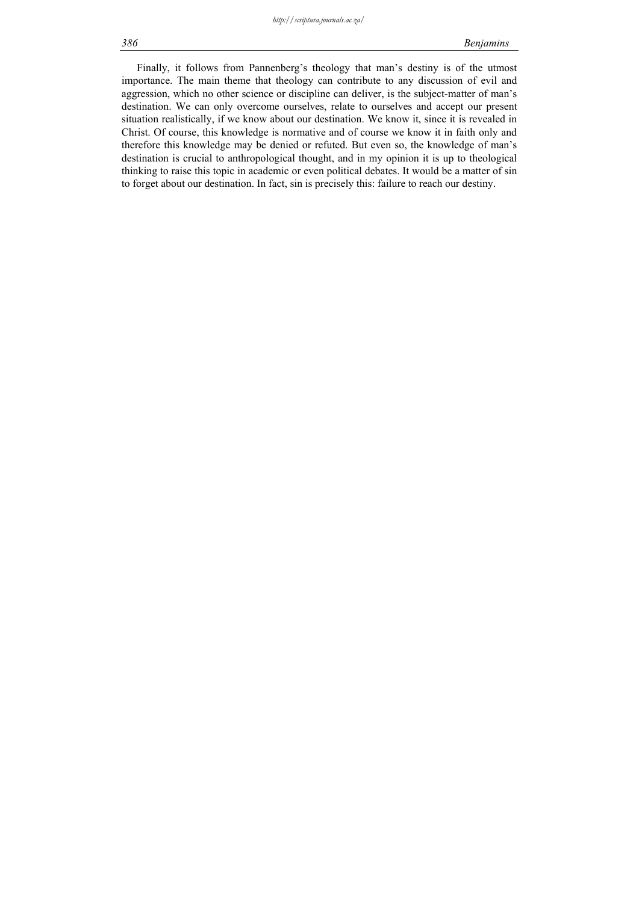Finally, it follows from Pannenberg's theology that man's destiny is of the utmost importance. The main theme that theology can contribute to any discussion of evil and aggression, which no other science or discipline can deliver, is the subject-matter of man's destination. We can only overcome ourselves, relate to ourselves and accept our present situation realistically, if we know about our destination. We know it, since it is revealed in Christ. Of course, this knowledge is normative and of course we know it in faith only and therefore this knowledge may be denied or refuted. But even so, the knowledge of man's destination is crucial to anthropological thought, and in my opinion it is up to theological thinking to raise this topic in academic or even political debates. It would be a matter of sin to forget about our destination. In fact, sin is precisely this: failure to reach our destiny.